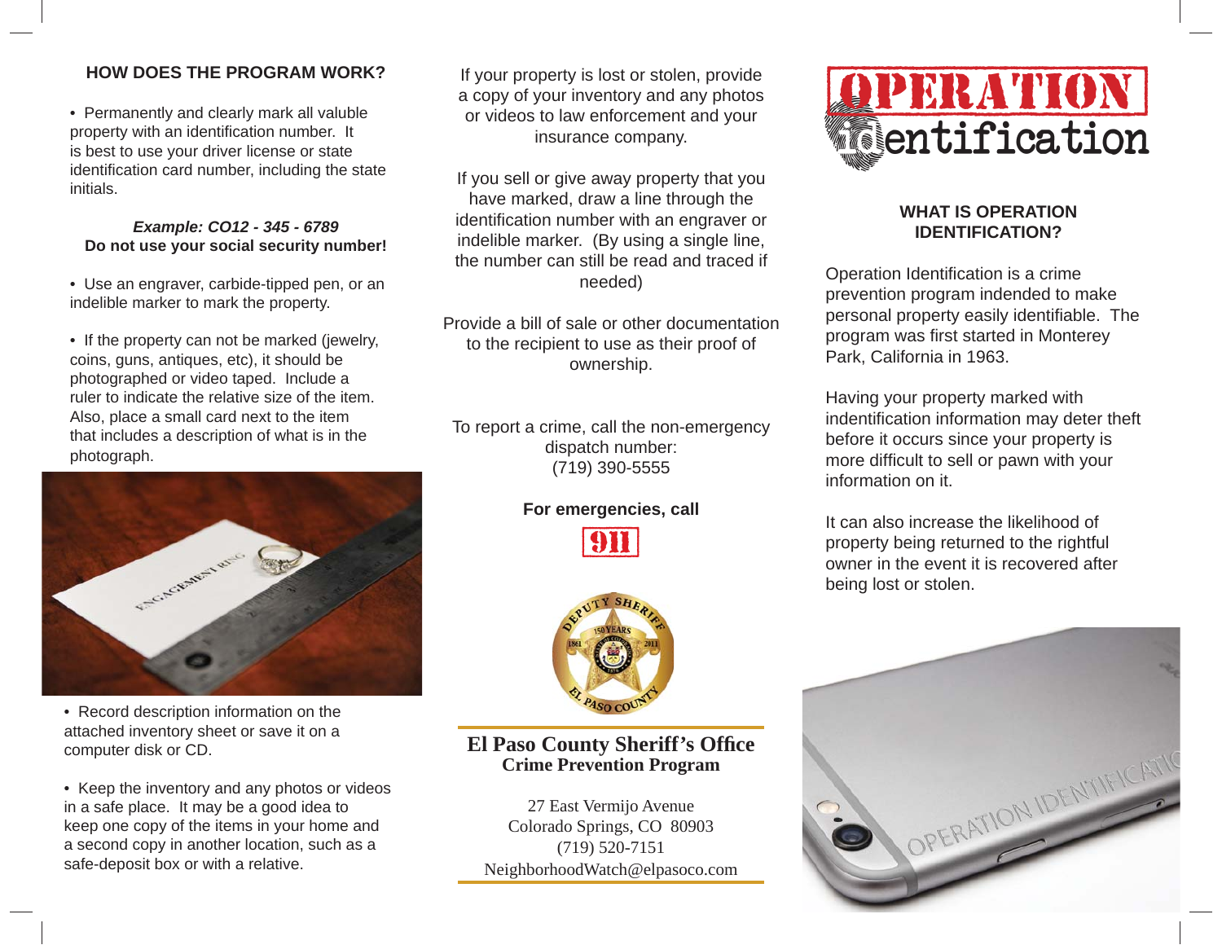## HOW DOES THE PROGRAM WORK?

- Permanently and clearly mark all valuble property with an identification number. It is best to use your driver license or state identification card number, including the state initials.

***Example: CO12 - 345 - 6789***
**Do not use your social security number!**

- Use an engraver, carbide-tipped pen, or an indelible marker to mark the property.

- If the property can not be marked (jewelry, coins, guns, antiques, etc), it should be photographed or video taped. Include a ruler to indicate the relative size of the item. Also, place a small card next to the item that includes a description of what is in the photograph.

- Record description information on the attached inventory sheet or save it on a computer disk or CD.

- Keep the inventory and any photos or videos in a safe place. It may be a good idea to keep one copy of the items in your home and a second copy in another location, such as a safe-deposit box or with a relative.

If your property is lost or stolen, provide a copy of your inventory and any photos or videos to law enforcement and your insurance company.

If you sell or give away property that you have marked, draw a line through the identification number with an engraver or indelible marker. (By using a single line, the number can still be read and traced if needed)

Provide a bill of sale or other documentation to the recipient to use as their proof of ownership.

To report a crime, call the non-emergency dispatch number:
(719) 390-5555

**For emergencies, call**

**911**

**El Paso County Sheriff's Office**
**Crime Prevention Program**

27 East Vermijo Avenue
Colorado Springs, CO 80903
(719) 520-7151
NeighborhoodWatch@elpasoco.com

# OPERATION identification

## WHAT IS OPERATION IDENTIFICATION?

Operation Identification is a crime prevention program indended to make personal property easily identifiable. The program was first started in Monterey Park, California in 1963.

Having your property marked with indentification information may deter theft before it occurs since your property is more difficult to sell or pawn with your information on it.

It can also increase the likelihood of property being returned to the rightful owner in the event it is recovered after being lost or stolen.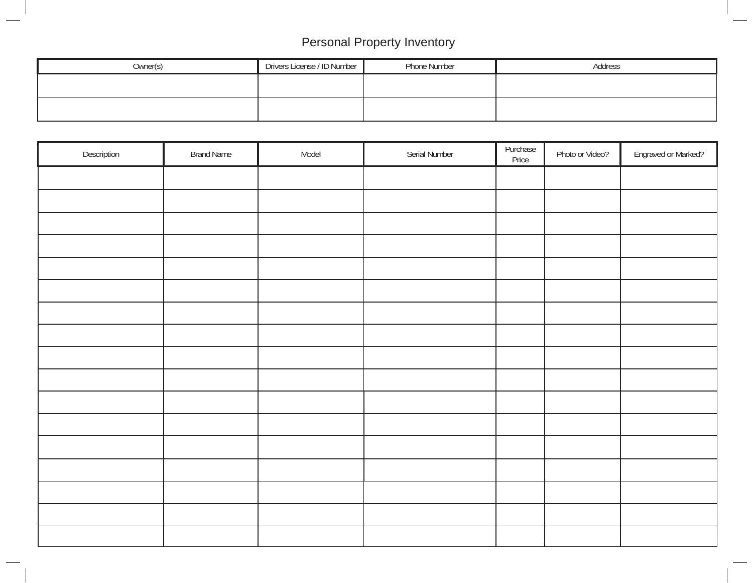# Personal Property Inventory

| Owner(s) | Drivers License / ID Number | Phone Number | Address |
|---|---|---|---|
| | | | |
| | | | |

| Description | Brand Name | Model | Serial Number | Purchase Price | Photo or Video? | Engraved or Marked? |
|---|---|---|---|---|---|---|
| | | | | | | |
| | | | | | | |
| | | | | | | |
| | | | | | | |
| | | | | | | |
| | | | | | | |
| | | | | | | |
| | | | | | | |
| | | | | | | |
| | | | | | | |
| | | | | | | |
| | | | | | | |
| | | | | | | |
| | | | | | | |
| | | | | | | |
| | | | | | | |
| | | | | | | |